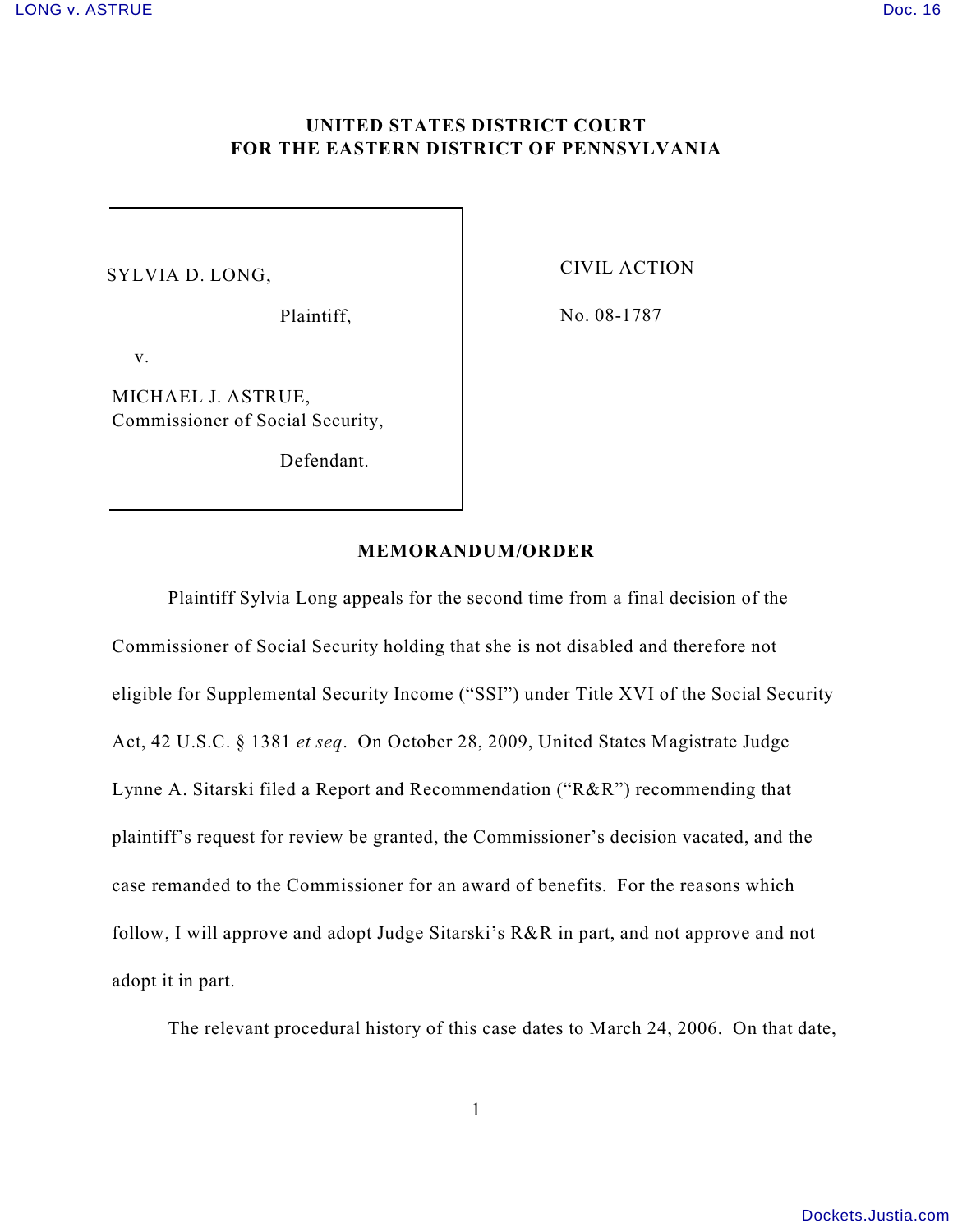**UNITED STATES DISTRICT COURT**
**FOR THE EASTERN DISTRICT OF PENNSYLVANIA**

| | |
|---|---|
| SYLVIA D. LONG, | CIVIL ACTION |
| Plaintiff, | No. 08-1787 |
| v. | |
| MICHAEL J. ASTRUE, Commissioner of Social Security, | |
| Defendant. | |

**MEMORANDUM/ORDER**

Plaintiff Sylvia Long appeals for the second time from a final decision of the Commissioner of Social Security holding that she is not disabled and therefore not eligible for Supplemental Security Income ("SSI") under Title XVI of the Social Security Act, 42 U.S.C. § 1381 *et seq*. On October 28, 2009, United States Magistrate Judge Lynne A. Sitarski filed a Report and Recommendation ("R&R") recommending that plaintiff's request for review be granted, the Commissioner's decision vacated, and the case remanded to the Commissioner for an award of benefits. For the reasons which follow, I will approve and adopt Judge Sitarski's R&R in part, and not approve and not adopt it in part.

The relevant procedural history of this case dates to March 24, 2006. On that date,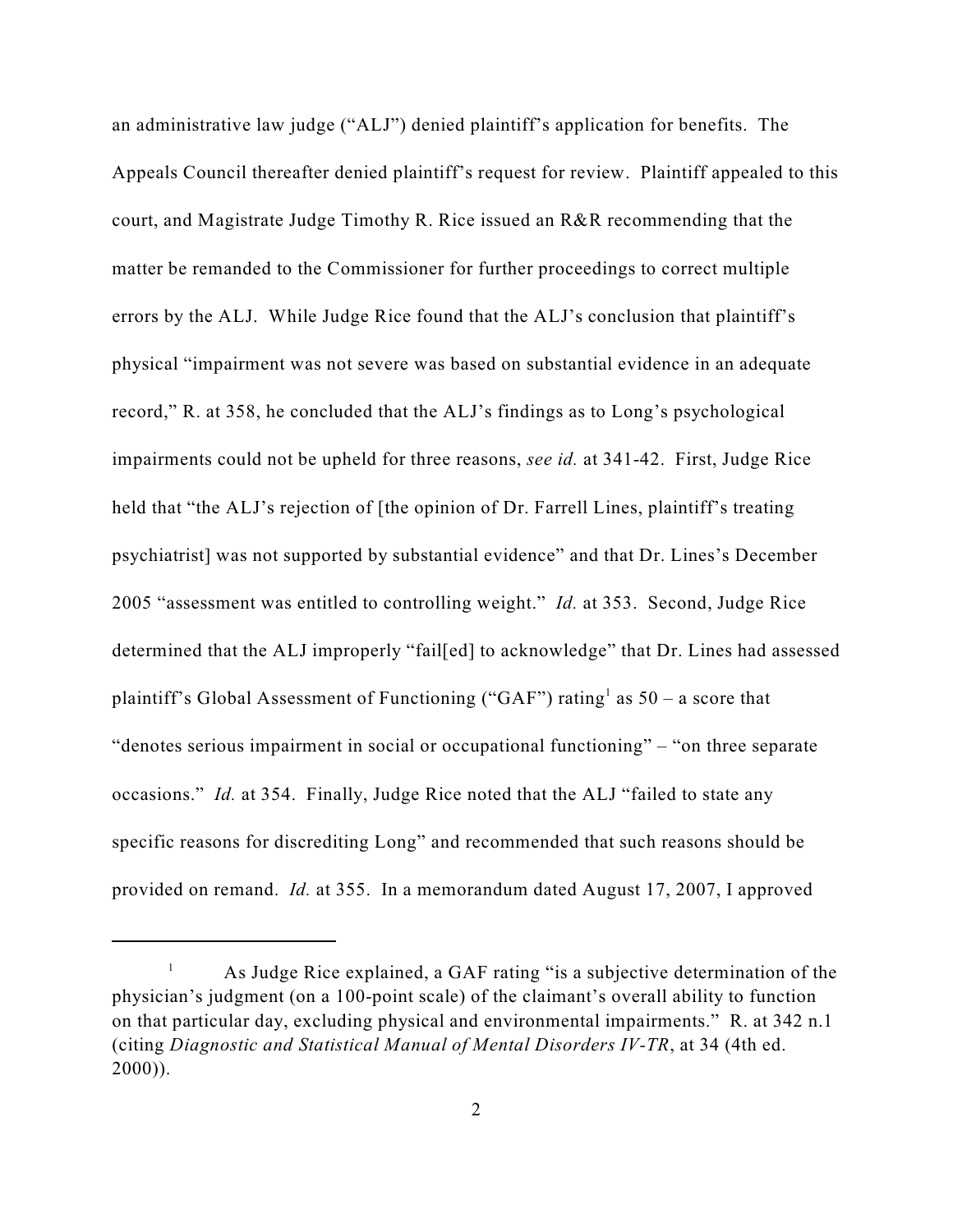an administrative law judge ("ALJ") denied plaintiff's application for benefits. The Appeals Council thereafter denied plaintiff's request for review. Plaintiff appealed to this court, and Magistrate Judge Timothy R. Rice issued an R&R recommending that the matter be remanded to the Commissioner for further proceedings to correct multiple errors by the ALJ. While Judge Rice found that the ALJ's conclusion that plaintiff's physical "impairment was not severe was based on substantial evidence in an adequate record," R. at 358, he concluded that the ALJ's findings as to Long's psychological impairments could not be upheld for three reasons, *see id.* at 341-42. First, Judge Rice held that "the ALJ's rejection of [the opinion of Dr. Farrell Lines, plaintiff's treating psychiatrist] was not supported by substantial evidence" and that Dr. Lines's December 2005 "assessment was entitled to controlling weight." *Id.* at 353. Second, Judge Rice determined that the ALJ improperly "fail[ed] to acknowledge" that Dr. Lines had assessed plaintiff's Global Assessment of Functioning ("GAF") rating[1] as 50 – a score that "denotes serious impairment in social or occupational functioning" – "on three separate occasions." *Id.* at 354. Finally, Judge Rice noted that the ALJ "failed to state any specific reasons for discrediting Long" and recommended that such reasons should be provided on remand. *Id.* at 355. In a memorandum dated August 17, 2007, I approved

---

[1] As Judge Rice explained, a GAF rating "is a subjective determination of the physician's judgment (on a 100-point scale) of the claimant's overall ability to function on that particular day, excluding physical and environmental impairments." R. at 342 n.1 (citing *Diagnostic and Statistical Manual of Mental Disorders IV-TR*, at 34 (4th ed. 2000)).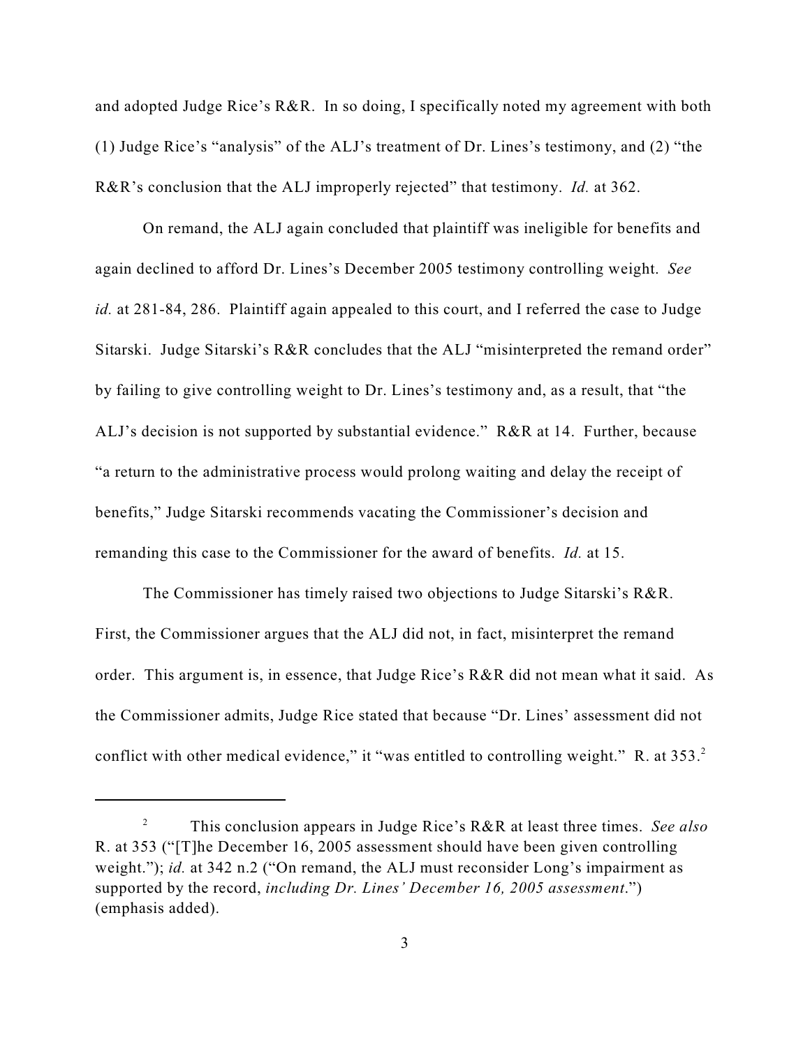and adopted Judge Rice's R&R. In so doing, I specifically noted my agreement with both (1) Judge Rice's "analysis" of the ALJ's treatment of Dr. Lines's testimony, and (2) "the R&R's conclusion that the ALJ improperly rejected" that testimony. *Id.* at 362.

On remand, the ALJ again concluded that plaintiff was ineligible for benefits and again declined to afford Dr. Lines's December 2005 testimony controlling weight. *See id.* at 281-84, 286. Plaintiff again appealed to this court, and I referred the case to Judge Sitarski. Judge Sitarski's R&R concludes that the ALJ "misinterpreted the remand order" by failing to give controlling weight to Dr. Lines's testimony and, as a result, that "the ALJ's decision is not supported by substantial evidence." R&R at 14. Further, because "a return to the administrative process would prolong waiting and delay the receipt of benefits," Judge Sitarski recommends vacating the Commissioner's decision and remanding this case to the Commissioner for the award of benefits. *Id.* at 15.

The Commissioner has timely raised two objections to Judge Sitarski's R&R. First, the Commissioner argues that the ALJ did not, in fact, misinterpret the remand order. This argument is, in essence, that Judge Rice's R&R did not mean what it said. As the Commissioner admits, Judge Rice stated that because "Dr. Lines' assessment did not conflict with other medical evidence," it "was entitled to controlling weight." R. at 353.[2]

---

[2] This conclusion appears in Judge Rice's R&R at least three times. *See also* R. at 353 ("[T]he December 16, 2005 assessment should have been given controlling weight."); *id.* at 342 n.2 ("On remand, the ALJ must reconsider Long's impairment as supported by the record, *including Dr. Lines' December 16, 2005 assessment*.") (emphasis added).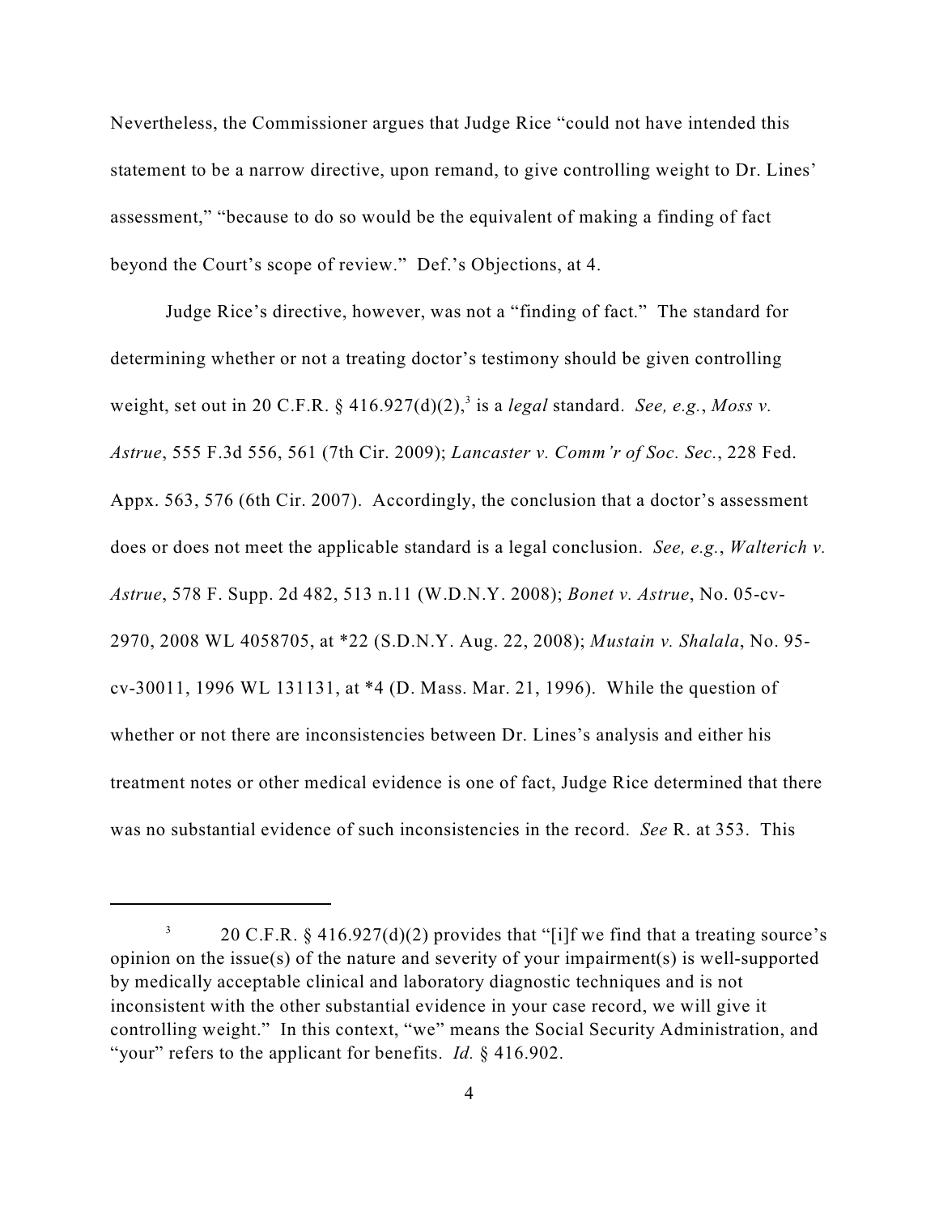Nevertheless, the Commissioner argues that Judge Rice "could not have intended this statement to be a narrow directive, upon remand, to give controlling weight to Dr. Lines' assessment," "because to do so would be the equivalent of making a finding of fact beyond the Court's scope of review." Def.'s Objections, at 4.

Judge Rice's directive, however, was not a "finding of fact." The standard for determining whether or not a treating doctor's testimony should be given controlling weight, set out in 20 C.F.R. § 416.927(d)(2),[3] is a *legal* standard. *See, e.g.*, *Moss v. Astrue*, 555 F.3d 556, 561 (7th Cir. 2009); *Lancaster v. Comm'r of Soc. Sec.*, 228 Fed. Appx. 563, 576 (6th Cir. 2007). Accordingly, the conclusion that a doctor's assessment does or does not meet the applicable standard is a legal conclusion. *See, e.g.*, *Walterich v. Astrue*, 578 F. Supp. 2d 482, 513 n.11 (W.D.N.Y. 2008); *Bonet v. Astrue*, No. 05-cv-2970, 2008 WL 4058705, at *22 (S.D.N.Y. Aug. 22, 2008); *Mustain v. Shalala*, No. 95-cv-30011, 1996 WL 131131, at *4 (D. Mass. Mar. 21, 1996). While the question of whether or not there are inconsistencies between Dr. Lines's analysis and either his treatment notes or other medical evidence is one of fact, Judge Rice determined that there was no substantial evidence of such inconsistencies in the record. *See* R. at 353. This

---

[3] 20 C.F.R. § 416.927(d)(2) provides that "[i]f we find that a treating source's opinion on the issue(s) of the nature and severity of your impairment(s) is well-supported by medically acceptable clinical and laboratory diagnostic techniques and is not inconsistent with the other substantial evidence in your case record, we will give it controlling weight." In this context, "we" means the Social Security Administration, and "your" refers to the applicant for benefits. *Id.* § 416.902.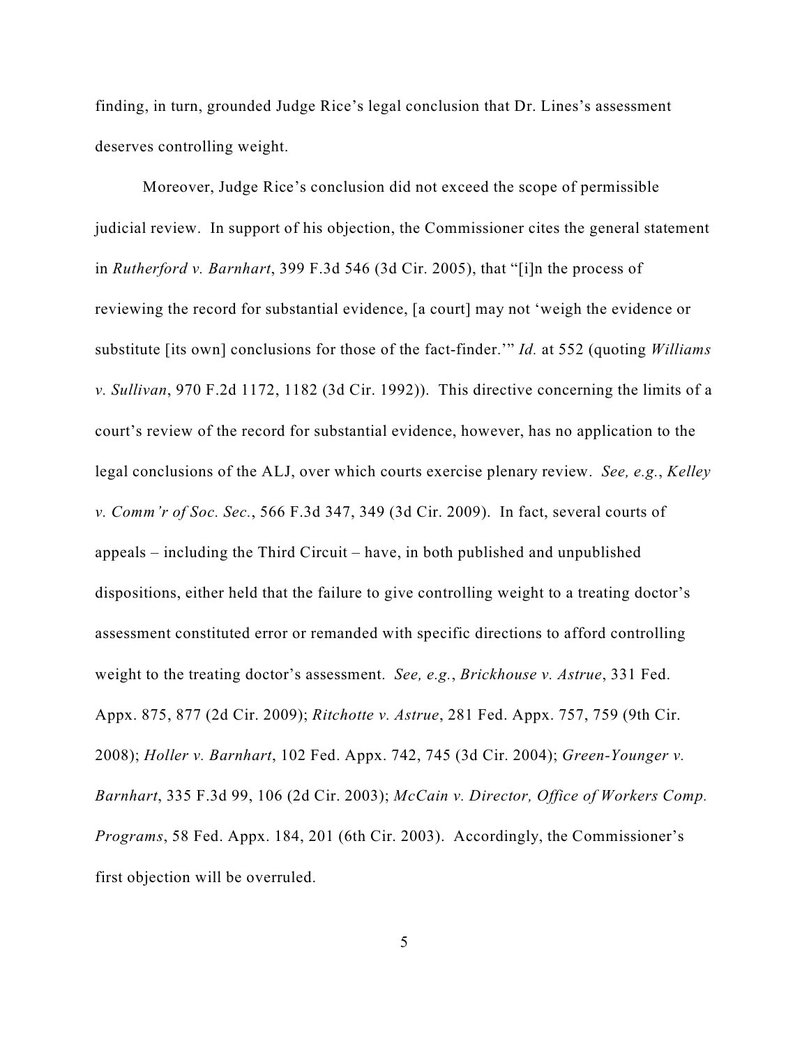finding, in turn, grounded Judge Rice's legal conclusion that Dr. Lines's assessment deserves controlling weight.

Moreover, Judge Rice's conclusion did not exceed the scope of permissible judicial review. In support of his objection, the Commissioner cites the general statement in *Rutherford v. Barnhart*, 399 F.3d 546 (3d Cir. 2005), that "[i]n the process of reviewing the record for substantial evidence, [a court] may not 'weigh the evidence or substitute [its own] conclusions for those of the fact-finder.'" *Id.* at 552 (quoting *Williams v. Sullivan*, 970 F.2d 1172, 1182 (3d Cir. 1992)). This directive concerning the limits of a court's review of the record for substantial evidence, however, has no application to the legal conclusions of the ALJ, over which courts exercise plenary review. *See, e.g.*, *Kelley v. Comm'r of Soc. Sec.*, 566 F.3d 347, 349 (3d Cir. 2009). In fact, several courts of appeals – including the Third Circuit – have, in both published and unpublished dispositions, either held that the failure to give controlling weight to a treating doctor's assessment constituted error or remanded with specific directions to afford controlling weight to the treating doctor's assessment. *See, e.g.*, *Brickhouse v. Astrue*, 331 Fed. Appx. 875, 877 (2d Cir. 2009); *Ritchotte v. Astrue*, 281 Fed. Appx. 757, 759 (9th Cir. 2008); *Holler v. Barnhart*, 102 Fed. Appx. 742, 745 (3d Cir. 2004); *Green-Younger v. Barnhart*, 335 F.3d 99, 106 (2d Cir. 2003); *McCain v. Director, Office of Workers Comp. Programs*, 58 Fed. Appx. 184, 201 (6th Cir. 2003). Accordingly, the Commissioner's first objection will be overruled.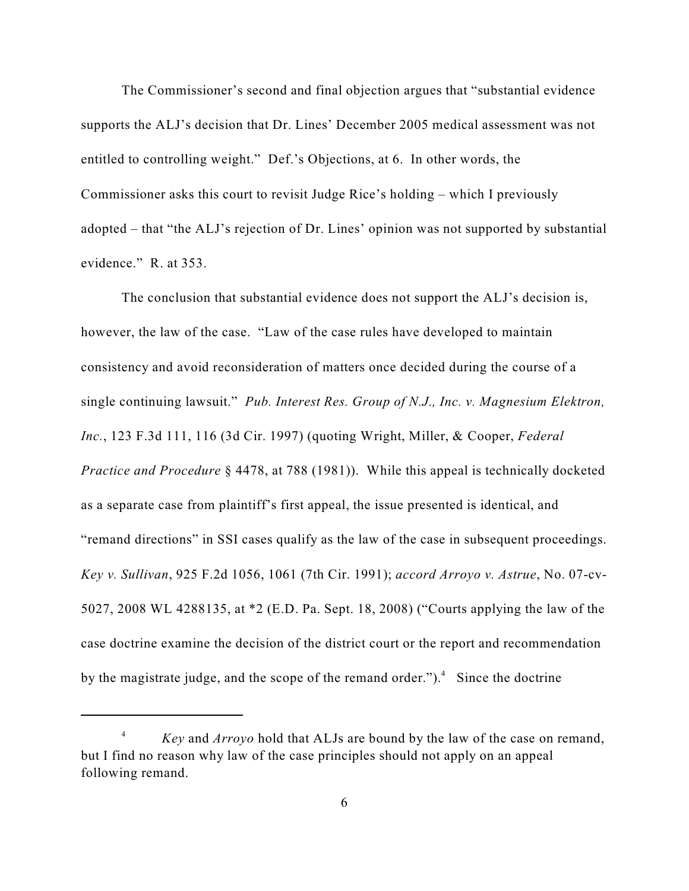The Commissioner's second and final objection argues that "substantial evidence supports the ALJ's decision that Dr. Lines' December 2005 medical assessment was not entitled to controlling weight." Def.'s Objections, at 6. In other words, the Commissioner asks this court to revisit Judge Rice's holding – which I previously adopted – that "the ALJ's rejection of Dr. Lines' opinion was not supported by substantial evidence." R. at 353.

The conclusion that substantial evidence does not support the ALJ's decision is, however, the law of the case. "Law of the case rules have developed to maintain consistency and avoid reconsideration of matters once decided during the course of a single continuing lawsuit." *Pub. Interest Res. Group of N.J., Inc. v. Magnesium Elektron, Inc.*, 123 F.3d 111, 116 (3d Cir. 1997) (quoting Wright, Miller, & Cooper, *Federal Practice and Procedure* § 4478, at 788 (1981)). While this appeal is technically docketed as a separate case from plaintiff's first appeal, the issue presented is identical, and "remand directions" in SSI cases qualify as the law of the case in subsequent proceedings. *Key v. Sullivan*, 925 F.2d 1056, 1061 (7th Cir. 1991); *accord Arroyo v. Astrue*, No. 07-cv-5027, 2008 WL 4288135, at *2 (E.D. Pa. Sept. 18, 2008) ("Courts applying the law of the case doctrine examine the decision of the district court or the report and recommendation by the magistrate judge, and the scope of the remand order.").[4] Since the doctrine

---

[4] *Key* and *Arroyo* hold that ALJs are bound by the law of the case on remand, but I find no reason why law of the case principles should not apply on an appeal following remand.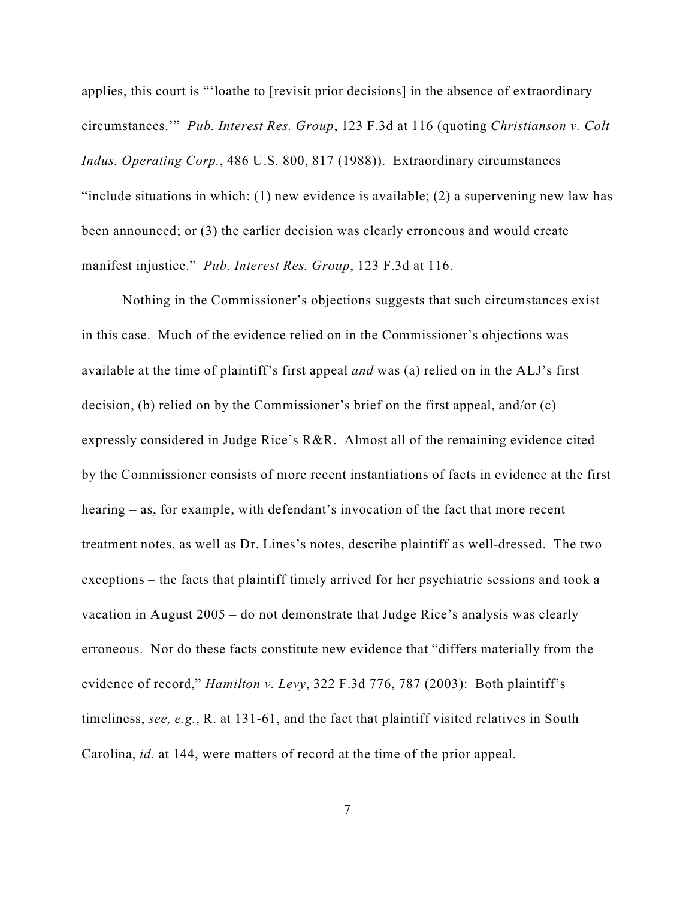applies, this court is "'loathe to [revisit prior decisions] in the absence of extraordinary circumstances.'" *Pub. Interest Res. Group*, 123 F.3d at 116 (quoting *Christianson v. Colt Indus. Operating Corp.*, 486 U.S. 800, 817 (1988)). Extraordinary circumstances "include situations in which: (1) new evidence is available; (2) a supervening new law has been announced; or (3) the earlier decision was clearly erroneous and would create manifest injustice." *Pub. Interest Res. Group*, 123 F.3d at 116.

Nothing in the Commissioner's objections suggests that such circumstances exist in this case. Much of the evidence relied on in the Commissioner's objections was available at the time of plaintiff's first appeal *and* was (a) relied on in the ALJ's first decision, (b) relied on by the Commissioner's brief on the first appeal, and/or (c) expressly considered in Judge Rice's R&R. Almost all of the remaining evidence cited by the Commissioner consists of more recent instantiations of facts in evidence at the first hearing – as, for example, with defendant's invocation of the fact that more recent treatment notes, as well as Dr. Lines's notes, describe plaintiff as well-dressed. The two exceptions – the facts that plaintiff timely arrived for her psychiatric sessions and took a vacation in August 2005 – do not demonstrate that Judge Rice's analysis was clearly erroneous. Nor do these facts constitute new evidence that "differs materially from the evidence of record," *Hamilton v. Levy*, 322 F.3d 776, 787 (2003): Both plaintiff's timeliness, *see, e.g.*, R. at 131-61, and the fact that plaintiff visited relatives in South Carolina, *id.* at 144, were matters of record at the time of the prior appeal.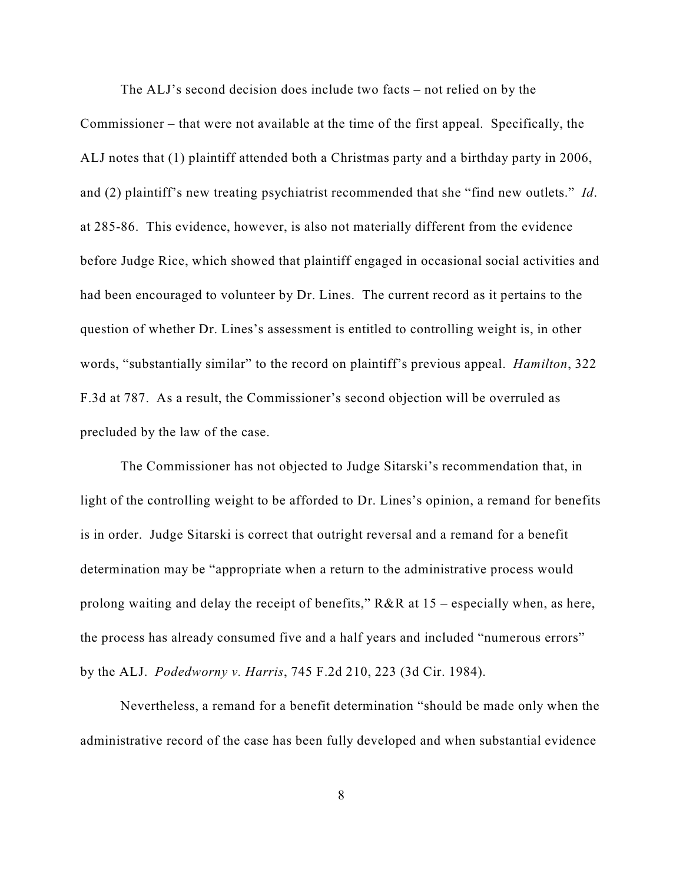The ALJ's second decision does include two facts – not relied on by the Commissioner – that were not available at the time of the first appeal. Specifically, the ALJ notes that (1) plaintiff attended both a Christmas party and a birthday party in 2006, and (2) plaintiff's new treating psychiatrist recommended that she "find new outlets." *Id*. at 285-86. This evidence, however, is also not materially different from the evidence before Judge Rice, which showed that plaintiff engaged in occasional social activities and had been encouraged to volunteer by Dr. Lines. The current record as it pertains to the question of whether Dr. Lines's assessment is entitled to controlling weight is, in other words, "substantially similar" to the record on plaintiff's previous appeal. *Hamilton*, 322 F.3d at 787. As a result, the Commissioner's second objection will be overruled as precluded by the law of the case.

The Commissioner has not objected to Judge Sitarski's recommendation that, in light of the controlling weight to be afforded to Dr. Lines's opinion, a remand for benefits is in order. Judge Sitarski is correct that outright reversal and a remand for a benefit determination may be "appropriate when a return to the administrative process would prolong waiting and delay the receipt of benefits," R&R at 15 – especially when, as here, the process has already consumed five and a half years and included "numerous errors" by the ALJ. *Podedworny v. Harris*, 745 F.2d 210, 223 (3d Cir. 1984).

Nevertheless, a remand for a benefit determination "should be made only when the administrative record of the case has been fully developed and when substantial evidence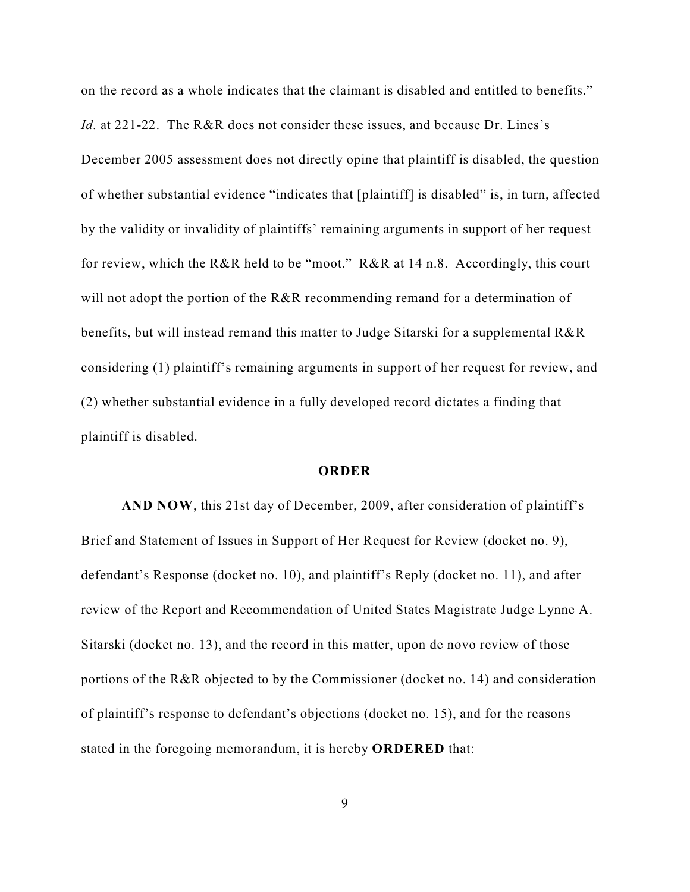on the record as a whole indicates that the claimant is disabled and entitled to benefits." *Id.* at 221-22. The R&R does not consider these issues, and because Dr. Lines's December 2005 assessment does not directly opine that plaintiff is disabled, the question of whether substantial evidence "indicates that [plaintiff] is disabled" is, in turn, affected by the validity or invalidity of plaintiffs' remaining arguments in support of her request for review, which the R&R held to be "moot." R&R at 14 n.8. Accordingly, this court will not adopt the portion of the R&R recommending remand for a determination of benefits, but will instead remand this matter to Judge Sitarski for a supplemental R&R considering (1) plaintiff's remaining arguments in support of her request for review, and (2) whether substantial evidence in a fully developed record dictates a finding that plaintiff is disabled.

**ORDER**

**AND NOW**, this 21st day of December, 2009, after consideration of plaintiff's Brief and Statement of Issues in Support of Her Request for Review (docket no. 9), defendant's Response (docket no. 10), and plaintiff's Reply (docket no. 11), and after review of the Report and Recommendation of United States Magistrate Judge Lynne A. Sitarski (docket no. 13), and the record in this matter, upon de novo review of those portions of the R&R objected to by the Commissioner (docket no. 14) and consideration of plaintiff's response to defendant's objections (docket no. 15), and for the reasons stated in the foregoing memorandum, it is hereby **ORDERED** that: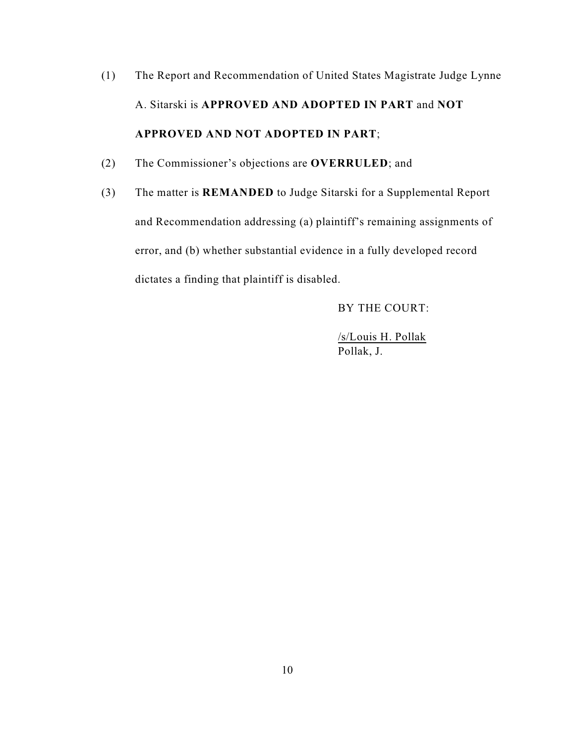(1) The Report and Recommendation of United States Magistrate Judge Lynne A. Sitarski is **APPROVED AND ADOPTED IN PART** and **NOT APPROVED AND NOT ADOPTED IN PART**;

(2) The Commissioner's objections are **OVERRULED**; and

(3) The matter is **REMANDED** to Judge Sitarski for a Supplemental Report and Recommendation addressing (a) plaintiff's remaining assignments of error, and (b) whether substantial evidence in a fully developed record dictates a finding that plaintiff is disabled.

BY THE COURT:

/s/Louis H. Pollak
Pollak, J.